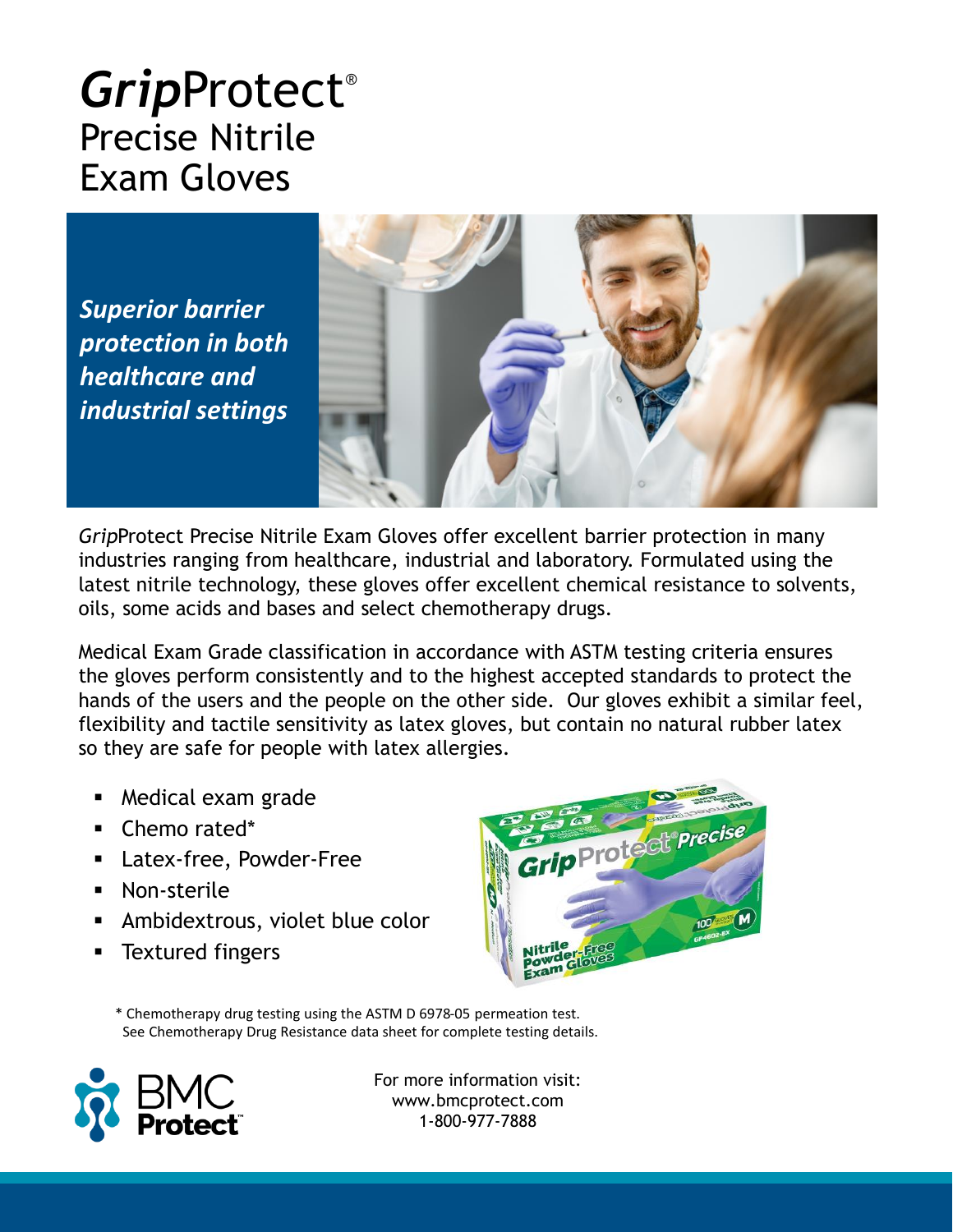# *Grip*Protect®

## Precise Nitrile Exam Gloves

***Superior barrier protection in both healthcare and industrial settings***

*Grip*Protect Precise Nitrile Exam Gloves offer excellent barrier protection in many industries ranging from healthcare, industrial and laboratory. Formulated using the latest nitrile technology, these gloves offer excellent chemical resistance to solvents, oils, some acids and bases and select chemotherapy drugs.

Medical Exam Grade classification in accordance with ASTM testing criteria ensures the gloves perform consistently and to the highest accepted standards to protect the hands of the users and the people on the other side. Our gloves exhibit a similar feel, flexibility and tactile sensitivity as latex gloves, but contain no natural rubber latex so they are safe for people with latex allergies.

- Medical exam grade
- Chemo rated*
- Latex-free, Powder-Free
- Non-sterile
- Ambidextrous, violet blue color
- Textured fingers

\* Chemotherapy drug testing using the ASTM D 6978-05 permeation test.
See Chemotherapy Drug Resistance data sheet for complete testing details.

BMC Protect™

For more information visit:
www.bmcprotect.com
1-800-977-7888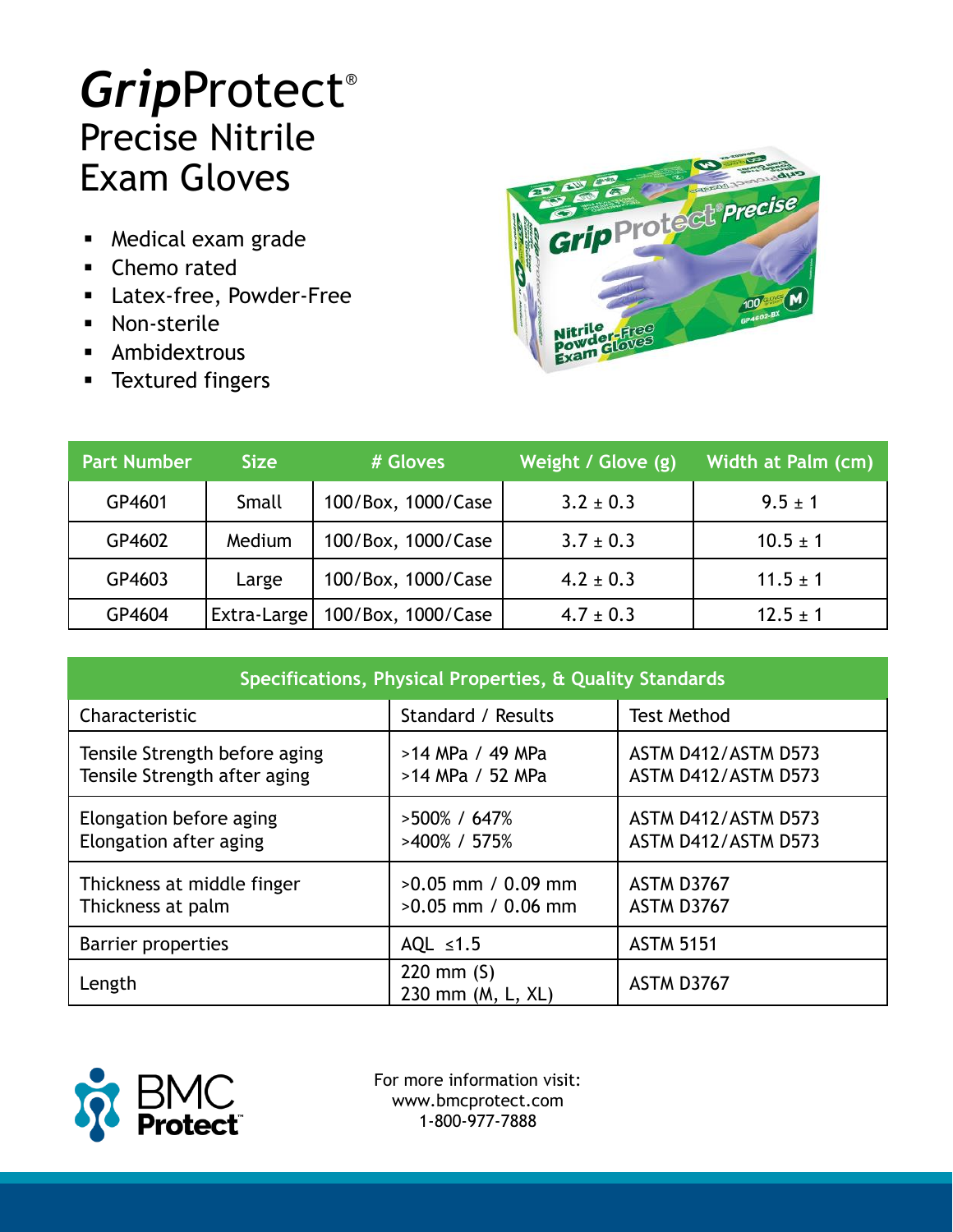# *Grip*Protect®
## Precise Nitrile Exam Gloves

- Medical exam grade
- Chemo rated
- Latex-free, Powder-Free
- Non-sterile
- Ambidextrous
- Textured fingers

| Part Number | Size | # Gloves | Weight / Glove (g) | Width at Palm (cm) |
|---|---|---|---|---|
| GP4601 | Small | 100/Box, 1000/Case | 3.2 ± 0.3 | 9.5 ± 1 |
| GP4602 | Medium | 100/Box, 1000/Case | 3.7 ± 0.3 | 10.5 ± 1 |
| GP4603 | Large | 100/Box, 1000/Case | 4.2 ± 0.3 | 11.5 ± 1 |
| GP4604 | Extra-Large | 100/Box, 1000/Case | 4.7 ± 0.3 | 12.5 ± 1 |

| Specifications, Physical Properties, & Quality Standards | | |
|---|---|---|
| Characteristic | Standard / Results | Test Method |
| Tensile Strength before aging<br>Tensile Strength after aging | >14 MPa / 49 MPa<br>>14 MPa / 52 MPa | ASTM D412/ASTM D573<br>ASTM D412/ASTM D573 |
| Elongation before aging<br>Elongation after aging | >500% / 647%<br>>400% / 575% | ASTM D412/ASTM D573<br>ASTM D412/ASTM D573 |
| Thickness at middle finger<br>Thickness at palm | >0.05 mm / 0.09 mm<br>>0.05 mm / 0.06 mm | ASTM D3767<br>ASTM D3767 |
| Barrier properties | AQL ≤1.5 | ASTM 5151 |
| Length | 220 mm (S)<br>230 mm (M, L, XL) | ASTM D3767 |

BMC Protect™

For more information visit:
www.bmcprotect.com
1-800-977-7888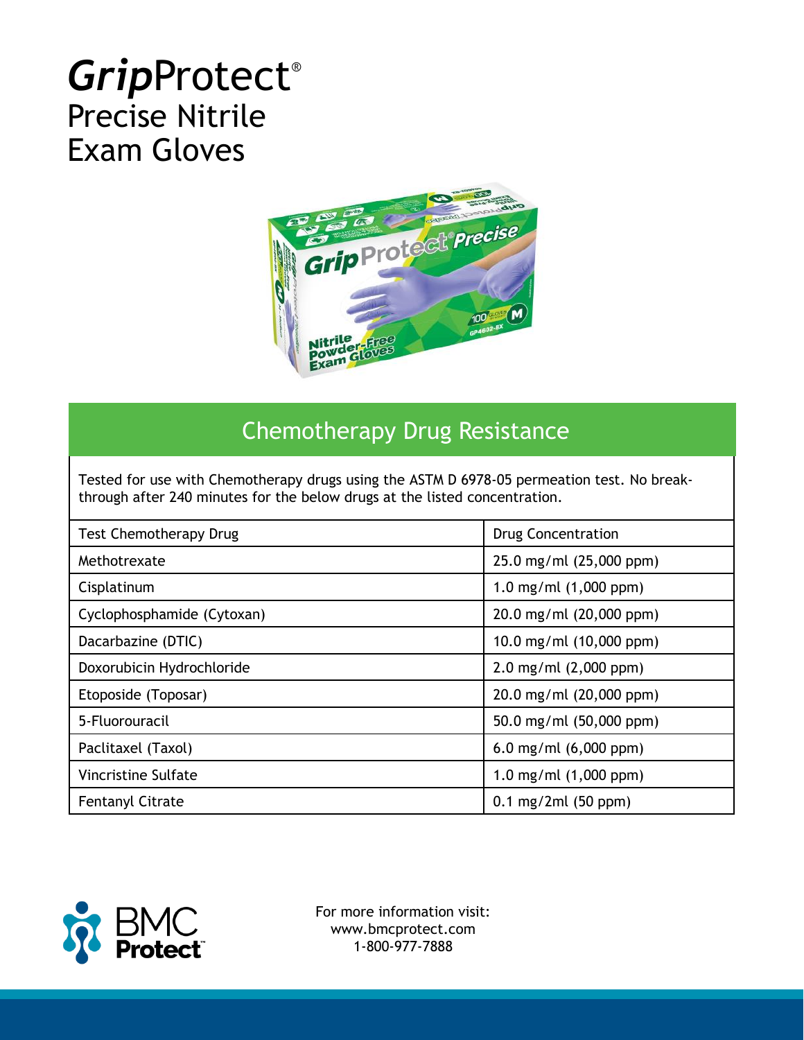# *Grip*Protect®
## Precise Nitrile Exam Gloves

## Chemotherapy Drug Resistance

Tested for use with Chemotherapy drugs using the ASTM D 6978-05 permeation test. No break-through after 240 minutes for the below drugs at the listed concentration.

| Test Chemotherapy Drug | Drug Concentration |
|---|---|
| Methotrexate | 25.0 mg/ml (25,000 ppm) |
| Cisplatinum | 1.0 mg/ml (1,000 ppm) |
| Cyclophosphamide (Cytoxan) | 20.0 mg/ml (20,000 ppm) |
| Dacarbazine (DTIC) | 10.0 mg/ml (10,000 ppm) |
| Doxorubicin Hydrochloride | 2.0 mg/ml (2,000 ppm) |
| Etoposide (Toposar) | 20.0 mg/ml (20,000 ppm) |
| 5-Fluorouracil | 50.0 mg/ml (50,000 ppm) |
| Paclitaxel (Taxol) | 6.0 mg/ml (6,000 ppm) |
| Vincristine Sulfate | 1.0 mg/ml (1,000 ppm) |
| Fentanyl Citrate | 0.1 mg/2ml (50 ppm) |

BMC Protect™

For more information visit:
www.bmcprotect.com
1-800-977-7888